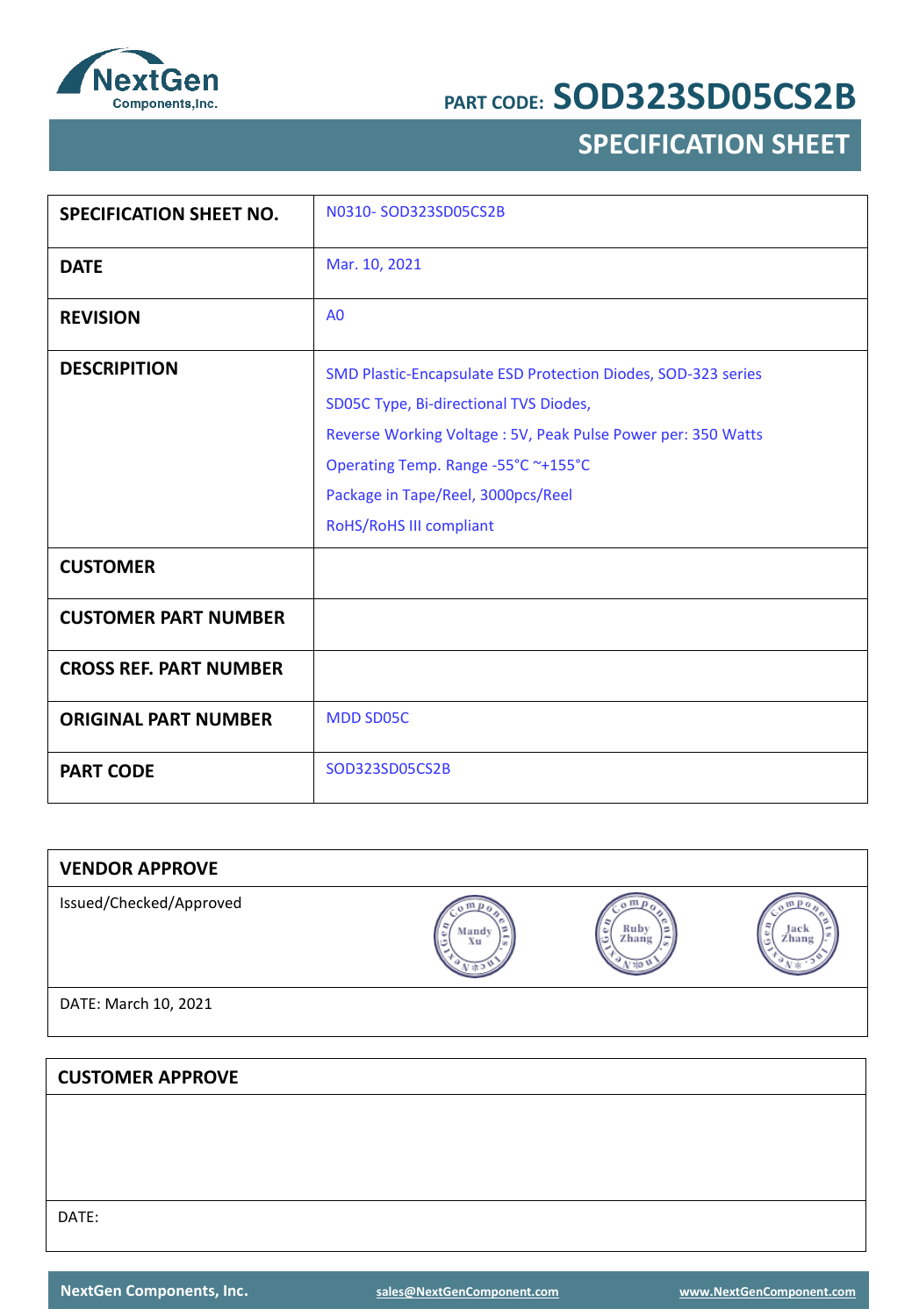NextGen Components,Inc.

PART CODE: **SOD323SD05CS2B**

# SPECIFICATION SHEET

| | |
|---|---|
| **SPECIFICATION SHEET NO.** | N0310- SOD323SD05CS2B |
| **DATE** | Mar. 10, 2021 |
| **REVISION** | A0 |
| **DESCRIPITION** | SMD Plastic-Encapsulate ESD Protection Diodes, SOD-323 series<br>SD05C Type, Bi-directional TVS Diodes,<br>Reverse Working Voltage : 5V, Peak Pulse Power per: 350 Watts<br>Operating Temp. Range -55°C ~+155°C<br>Package in Tape/Reel, 3000pcs/Reel<br>RoHS/RoHS III compliant |
| **CUSTOMER** | |
| **CUSTOMER PART NUMBER** | |
| **CROSS REF. PART NUMBER** | |
| **ORIGINAL PART NUMBER** | MDD SD05C |
| **PART CODE** | SOD323SD05CS2B |

| **VENDOR APPROVE** | | | |
|---|---|---|---|
| Issued/Checked/Approved | Mandy Xu | Ruby Zhang | Jack Zhang |
| DATE: March 10, 2021 | | | |

| **CUSTOMER APPROVE** |
|---|
| |
| DATE: |

NextGen Components, Inc. sales@NextGenComponent.com www.NextGenComponent.com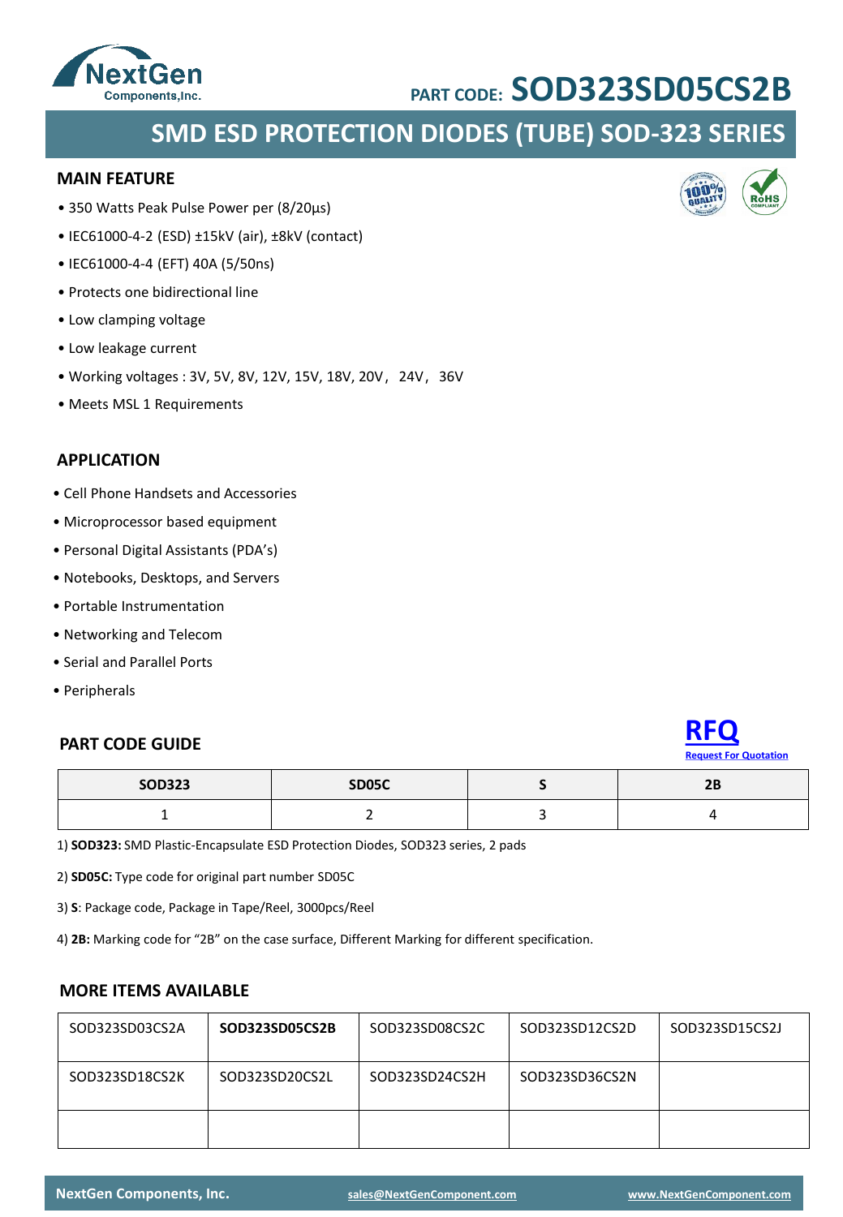PART CODE: **SOD323SD05CS2B**

## SMD ESD PROTECTION DIODES (TUBE) SOD-323 SERIES

### MAIN FEATURE

- 350 Watts Peak Pulse Power per (8/20µs)
- IEC61000-4-2 (ESD) ±15kV (air), ±8kV (contact)
- IEC61000-4-4 (EFT) 40A (5/50ns)
- Protects one bidirectional line
- Low clamping voltage
- Low leakage current
- Working voltages : 3V, 5V, 8V, 12V, 15V, 18V, 20V， 24V， 36V
- Meets MSL 1 Requirements

### APPLICATION

- Cell Phone Handsets and Accessories
- Microprocessor based equipment
- Personal Digital Assistants (PDA's)
- Notebooks, Desktops, and Servers
- Portable Instrumentation
- Networking and Telecom
- Serial and Parallel Ports
- Peripherals

### PART CODE GUIDE

RFQ
Request For Quotation

| SOD323 | SD05C | S | 2B |
|---|---|---|---|
| 1 | 2 | 3 | 4 |

1) **SOD323:** SMD Plastic-Encapsulate ESD Protection Diodes, SOD323 series, 2 pads

2) **SD05C:** Type code for original part number SD05C

3) **S**: Package code, Package in Tape/Reel, 3000pcs/Reel

4) **2B:** Marking code for "2B" on the case surface, Different Marking for different specification.

### MORE ITEMS AVAILABLE

| | | | | |
|---|---|---|---|---|
| SOD323SD03CS2A | **SOD323SD05CS2B** | SOD323SD08CS2C | SOD323SD12CS2D | SOD323SD15CS2J |
| SOD323SD18CS2K | SOD323SD20CS2L | SOD323SD24CS2H | SOD323SD36CS2N | |
| | | | | |

NextGen Components, Inc. sales@NextGenComponent.com www.NextGenComponent.com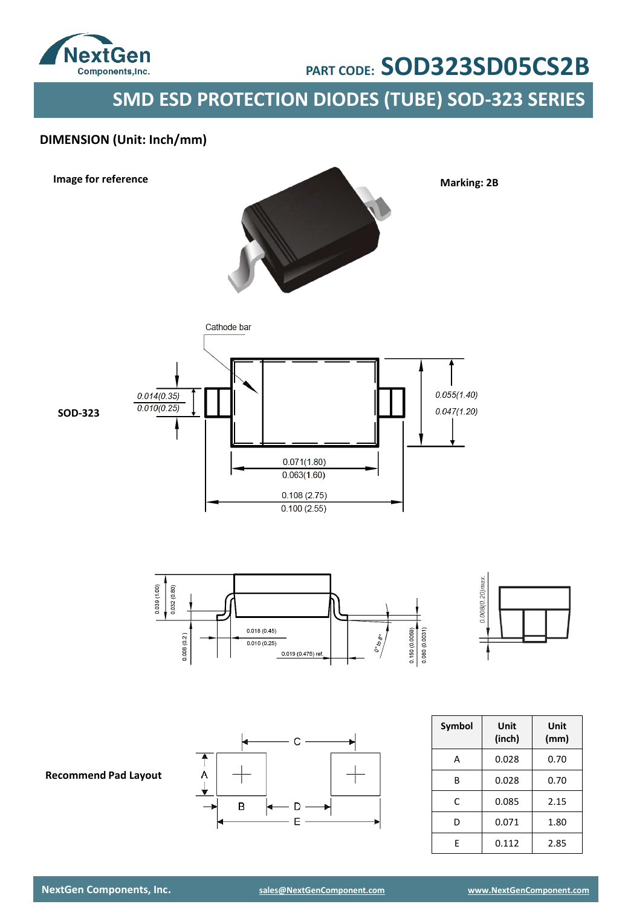PART CODE: **SOD323SD05CS2B**

## SMD ESD PROTECTION DIODES (TUBE) SOD-323 SERIES

### DIMENSION (Unit: Inch/mm)

**Image for reference**

**Marking: 2B**

**SOD-323**

Cathode bar

0.014(0.35)
0.010(0.25)

0.055(1.40)
0.047(1.20)

0.071(1.80)
0.063(1.60)

0.108 (2.75)
0.100 (2.55)

0.039 (1.00)
0.032 (0.80)

0.008 (0.2)

0.018 (0.45)
0.010 (0.25)

0.019 (0.475) ref.

0° to 8°

0.150 (0.0059)
0.080 (0.0031)

0.008(0.20)max.

**Recommend Pad Layout**

| Symbol | Unit (inch) | Unit (mm) |
|---|---|---|
| A | 0.028 | 0.70 |
| B | 0.028 | 0.70 |
| C | 0.085 | 2.15 |
| D | 0.071 | 1.80 |
| E | 0.112 | 2.85 |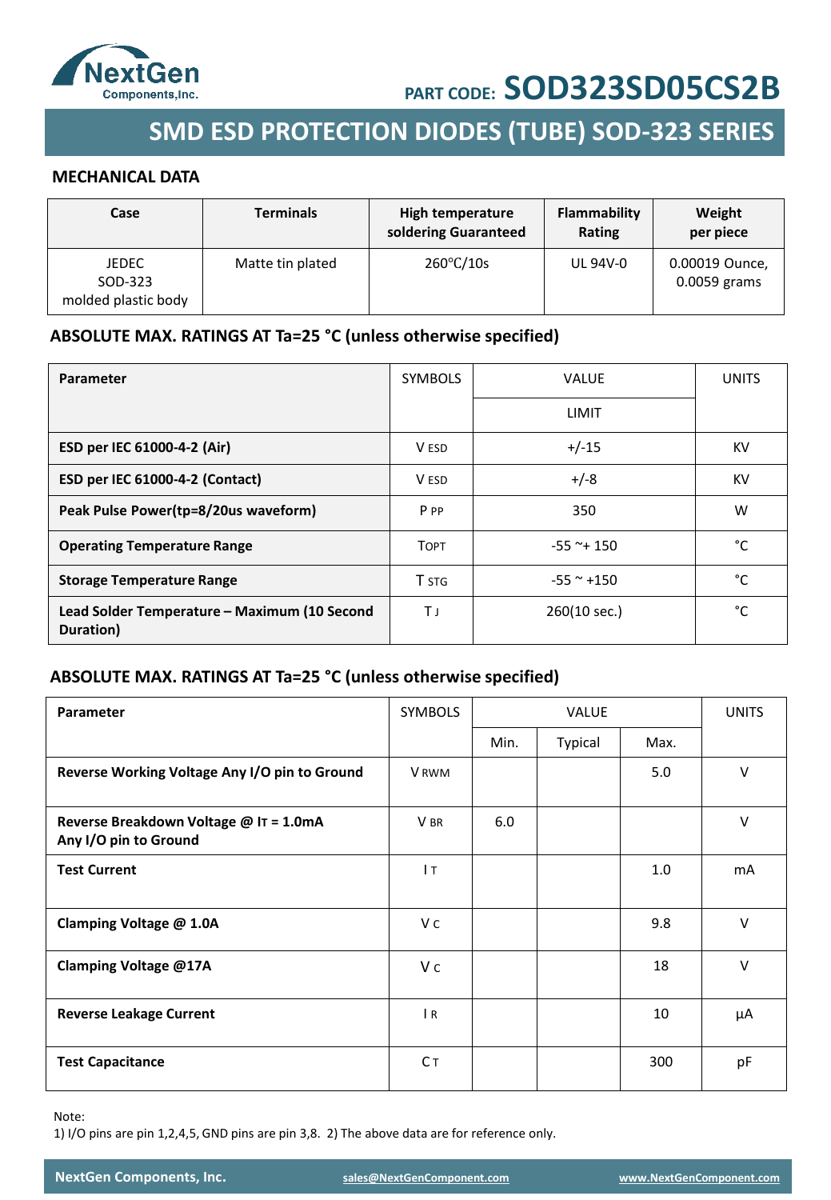PART CODE: SOD323SD05CS2B

# SMD ESD PROTECTION DIODES (TUBE) SOD-323 SERIES

## MECHANICAL DATA

| Case | Terminals | High temperature soldering Guaranteed | Flammability Rating | Weight per piece |
|---|---|---|---|---|
| JEDEC SOD-323 molded plastic body | Matte tin plated | 260°C/10s | UL 94V-0 | 0.00019 Ounce, 0.0059 grams |

## ABSOLUTE MAX. RATINGS AT Ta=25 °C (unless otherwise specified)

| Parameter | SYMBOLS | VALUE | UNITS |
|---|---|---|---|
| | | LIMIT | |
| **ESD per IEC 61000-4-2 (Air)** | $V_{ESD}$ | +/-15 | KV |
| **ESD per IEC 61000-4-2 (Contact)** | $V_{ESD}$ | +/-8 | KV |
| **Peak Pulse Power(tp=8/20us waveform)** | $P_{PP}$ | 350 | W |
| **Operating Temperature Range** | $T_{OPT}$ | -55 ~+ 150 | °C |
| **Storage Temperature Range** | $T_{STG}$ | -55 ~ +150 | °C |
| **Lead Solder Temperature – Maximum (10 Second Duration)** | $T_J$ | 260(10 sec.) | °C |

## ABSOLUTE MAX. RATINGS AT Ta=25 °C (unless otherwise specified)

| Parameter | SYMBOLS | VALUE | | | UNITS |
|---|---|---|---|---|---|
| | | Min. | Typical | Max. | |
| **Reverse Working Voltage Any I/O pin to Ground** | $V_{RWM}$ | | | 5.0 | V |
| **Reverse Breakdown Voltage @ $I_T$ = 1.0mA Any I/O pin to Ground** | $V_{BR}$ | 6.0 | | | V |
| **Test Current** | $I_T$ | | | 1.0 | mA |
| **Clamping Voltage @ 1.0A** | $V_C$ | | | 9.8 | V |
| **Clamping Voltage @17A** | $V_C$ | | | 18 | V |
| **Reverse Leakage Current** | $I_R$ | | | 10 | µA |
| **Test Capacitance** | $C_T$ | | | 300 | pF |

Note:
1) I/O pins are pin 1,2,4,5, GND pins are pin 3,8. 2) The above data are for reference only.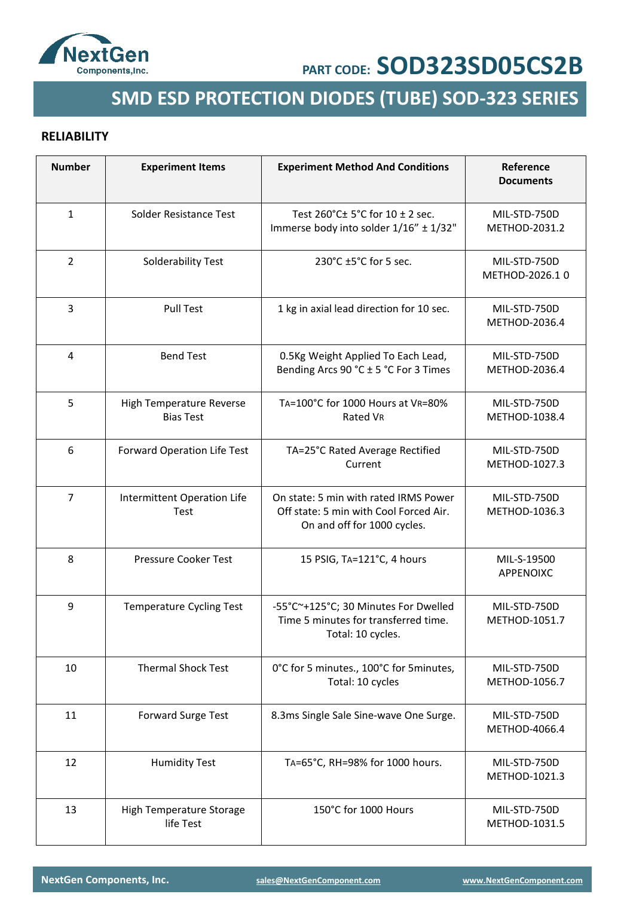**PART CODE: SOD323SD05CS2B**

## SMD ESD PROTECTION DIODES (TUBE) SOD-323 SERIES

### RELIABILITY

| Number | Experiment Items | Experiment Method And Conditions | Reference Documents |
|---|---|---|---|
| 1 | Solder Resistance Test | Test 260°C± 5°C for 10 ± 2 sec. Immerse body into solder 1/16" ± 1/32" | MIL-STD-750D METHOD-2031.2 |
| 2 | Solderability Test | 230°C ±5°C for 5 sec. | MIL-STD-750D METHOD-2026.1 0 |
| 3 | Pull Test | 1 kg in axial lead direction for 10 sec. | MIL-STD-750D METHOD-2036.4 |
| 4 | Bend Test | 0.5Kg Weight Applied To Each Lead, Bending Arcs 90 °C ± 5 °C For 3 Times | MIL-STD-750D METHOD-2036.4 |
| 5 | High Temperature Reverse Bias Test | $T_A$=100°C for 1000 Hours at $V_R$=80% Rated $V_R$ | MIL-STD-750D METHOD-1038.4 |
| 6 | Forward Operation Life Test | TA=25°C Rated Average Rectified Current | MIL-STD-750D METHOD-1027.3 |
| 7 | Intermittent Operation Life Test | On state: 5 min with rated IRMS Power Off state: 5 min with Cool Forced Air. On and off for 1000 cycles. | MIL-STD-750D METHOD-1036.3 |
| 8 | Pressure Cooker Test | 15 PSIG, $T_A$=121°C, 4 hours | MIL-S-19500 APPENOIXC |
| 9 | Temperature Cycling Test | -55°C~+125°C; 30 Minutes For Dwelled Time 5 minutes for transferred time. Total: 10 cycles. | MIL-STD-750D METHOD-1051.7 |
| 10 | Thermal Shock Test | 0°C for 5 minutes., 100°C for 5minutes, Total: 10 cycles | MIL-STD-750D METHOD-1056.7 |
| 11 | Forward Surge Test | 8.3ms Single Sale Sine-wave One Surge. | MIL-STD-750D METHOD-4066.4 |
| 12 | Humidity Test | $T_A$=65°C, RH=98% for 1000 hours. | MIL-STD-750D METHOD-1021.3 |
| 13 | High Temperature Storage life Test | 150°C for 1000 Hours | MIL-STD-750D METHOD-1031.5 |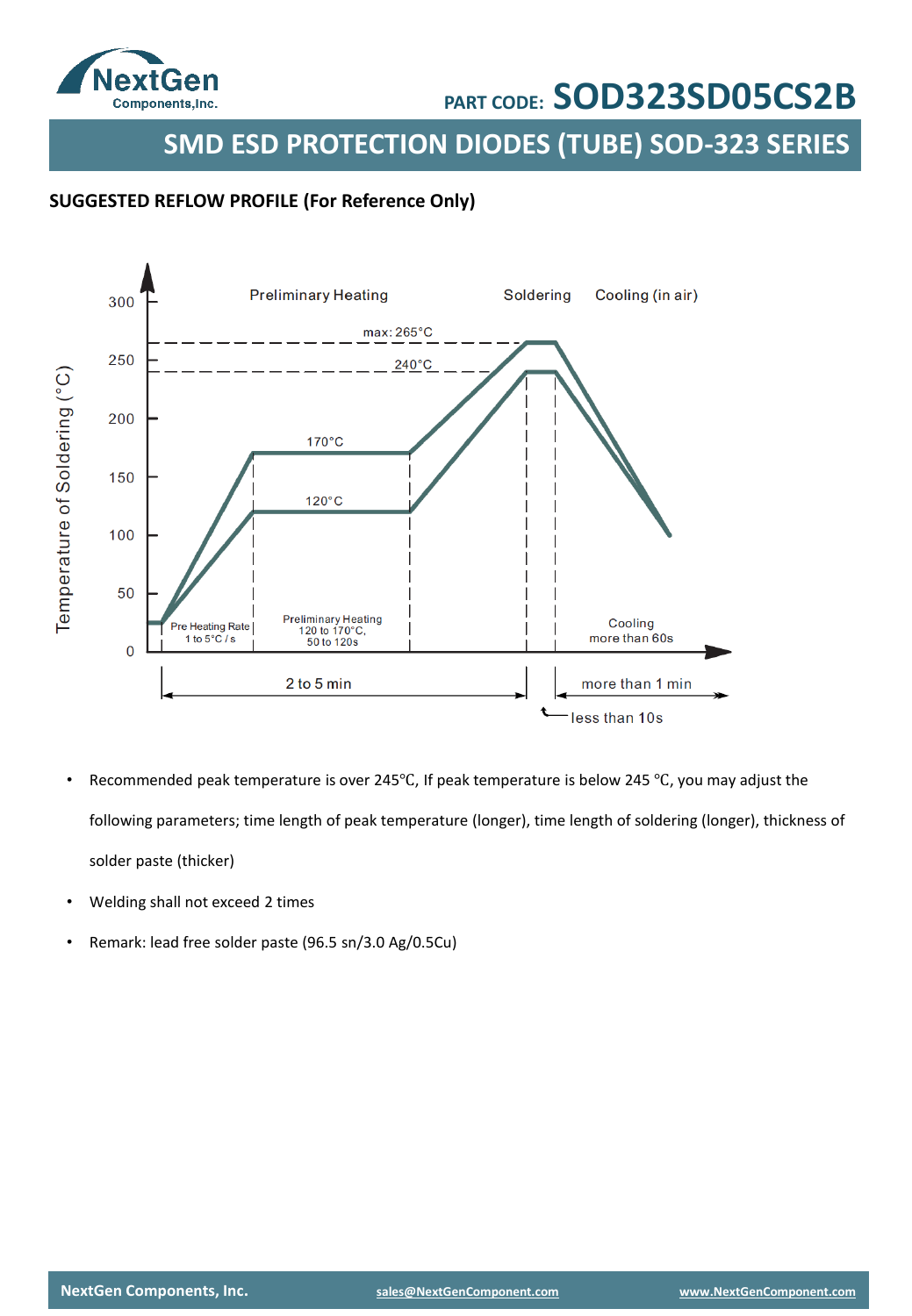## SUGGESTED REFLOW PROFILE (For Reference Only)

Preliminary Heating Soldering Cooling (in air)

max: 265°C

240°C

170°C

120°C

Temperature of Soldering (°C)

300, 250, 200, 150, 100, 50, 0

Pre Heating Rate 1 to 5°C / s

Preliminary Heating 120 to 170°C, 50 to 120s

Cooling more than 60s

2 to 5 min

more than 1 min

less than 10s

- Recommended peak temperature is over 245℃, If peak temperature is below 245 ℃, you may adjust the following parameters; time length of peak temperature (longer), time length of soldering (longer), thickness of solder paste (thicker)
- Welding shall not exceed 2 times
- Remark: lead free solder paste (96.5 sn/3.0 Ag/0.5Cu)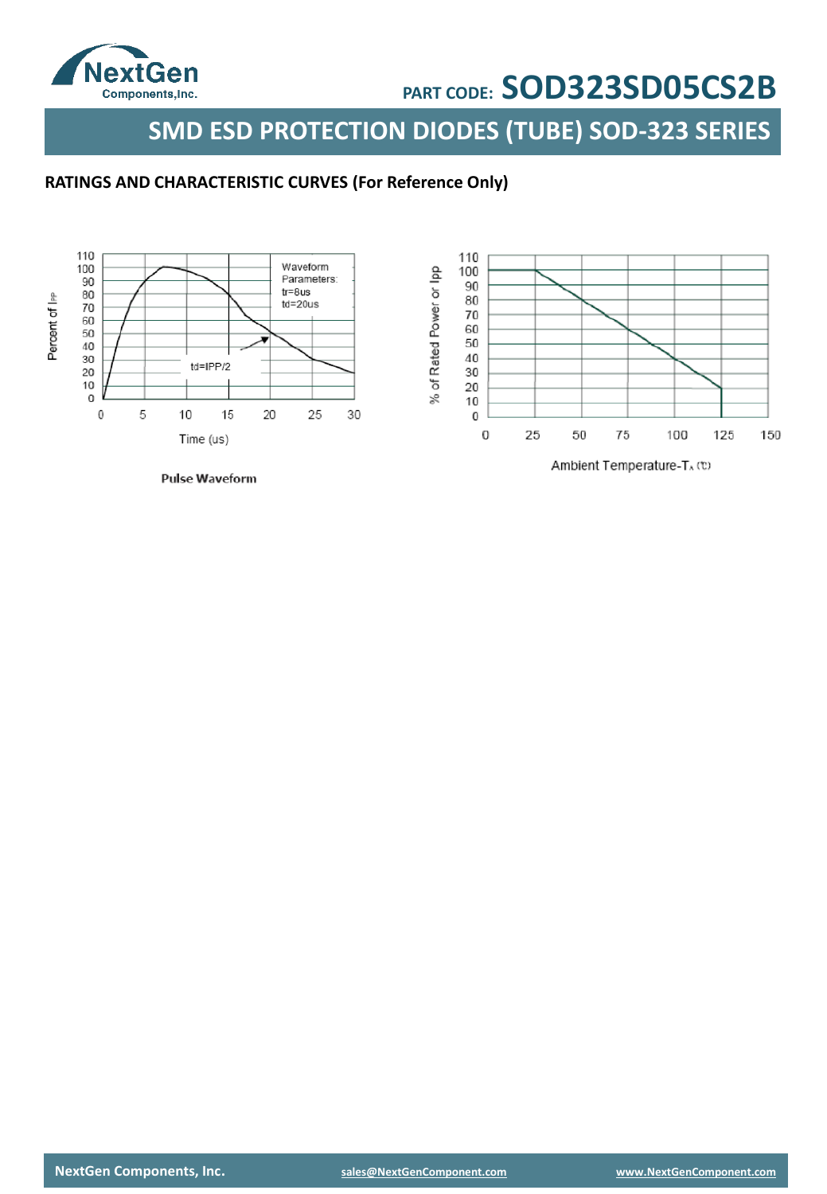## RATINGS AND CHARACTERISTIC CURVES (For Reference Only)

Pulse Waveform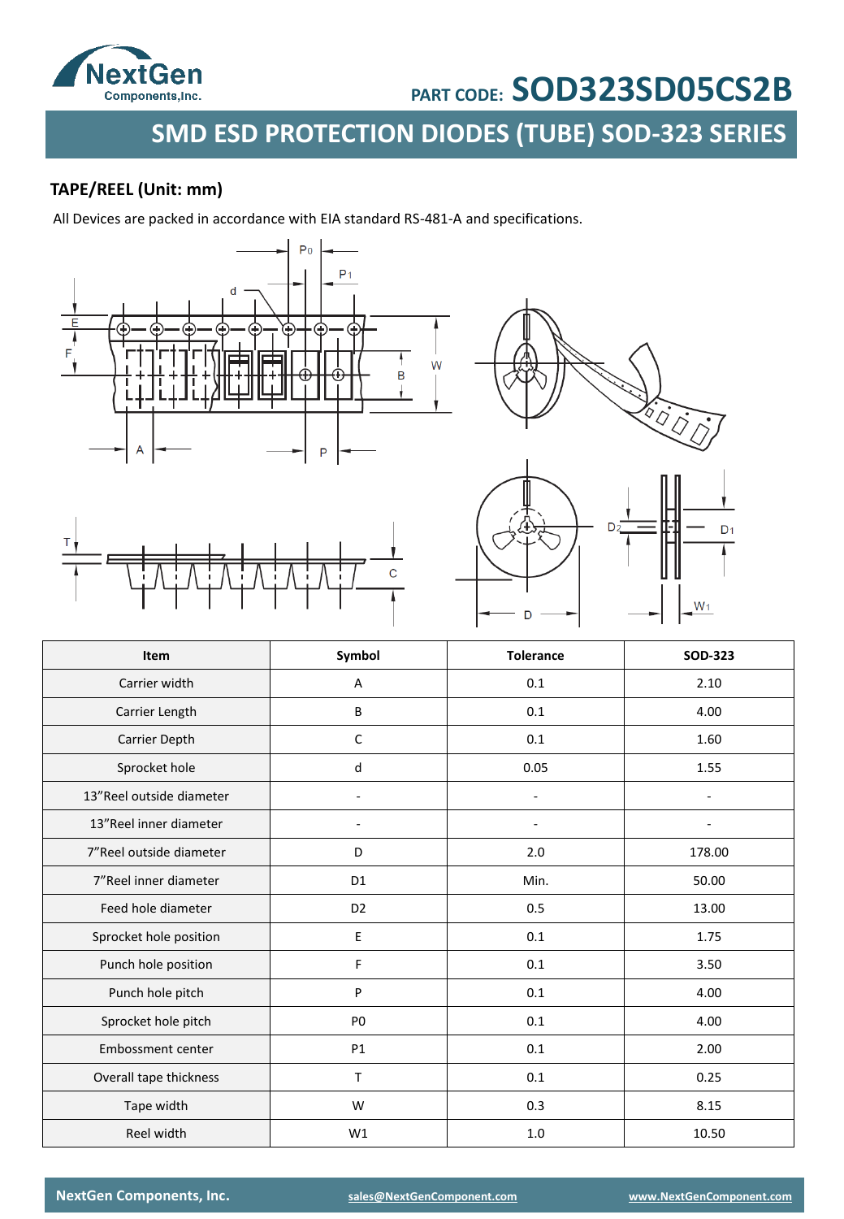## TAPE/REEL (Unit: mm)

All Devices are packed in accordance with EIA standard RS-481-A and specifications.

| Item | Symbol | Tolerance | SOD-323 |
|---|---|---|---|
| Carrier width | A | 0.1 | 2.10 |
| Carrier Length | B | 0.1 | 4.00 |
| Carrier Depth | C | 0.1 | 1.60 |
| Sprocket hole | d | 0.05 | 1.55 |
| 13”Reel outside diameter | - | - | - |
| 13”Reel inner diameter | - | - | - |
| 7”Reel outside diameter | D | 2.0 | 178.00 |
| 7”Reel inner diameter | D1 | Min. | 50.00 |
| Feed hole diameter | D2 | 0.5 | 13.00 |
| Sprocket hole position | E | 0.1 | 1.75 |
| Punch hole position | F | 0.1 | 3.50 |
| Punch hole pitch | P | 0.1 | 4.00 |
| Sprocket hole pitch | P0 | 0.1 | 4.00 |
| Embossment center | P1 | 0.1 | 2.00 |
| Overall tape thickness | T | 0.1 | 0.25 |
| Tape width | W | 0.3 | 8.15 |
| Reel width | W1 | 1.0 | 10.50 |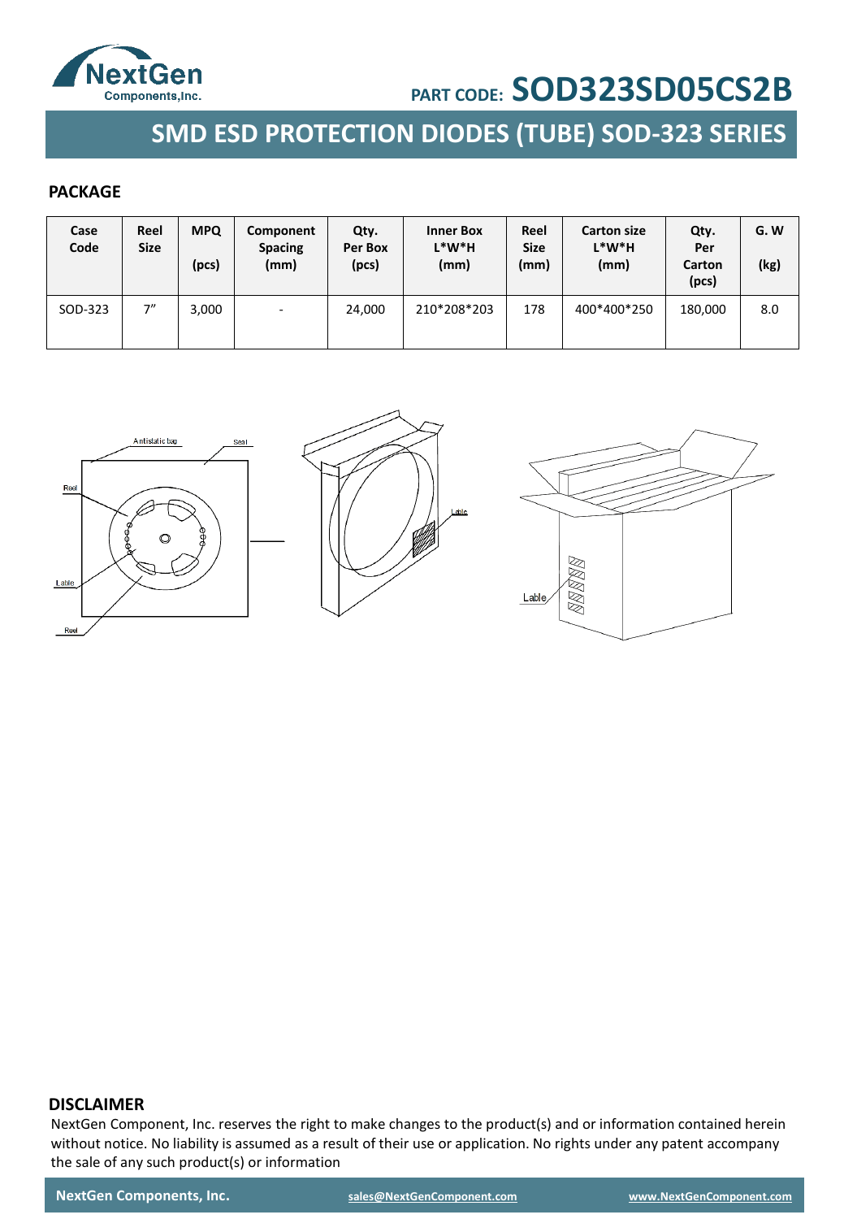PART CODE: SOD323SD05CS2B

# SMD ESD PROTECTION DIODES (TUBE) SOD-323 SERIES

## PACKAGE

| Case Code | Reel Size | MPQ (pcs) | Component Spacing (mm) | Qty. Per Box (pcs) | Inner Box L*W*H (mm) | Reel Size (mm) | Carton size L*W*H (mm) | Qty. Per Carton (pcs) | G. W (kg) |
|---|---|---|---|---|---|---|---|---|---|
| SOD-323 | 7” | 3,000 | - | 24,000 | 210*208*203 | 178 | 400*400*250 | 180,000 | 8.0 |

Antistatic bag
Seal
Reel
Lable
Reel
Lable
Lable

## DISCLAIMER

NextGen Component, Inc. reserves the right to make changes to the product(s) and or information contained herein without notice. No liability is assumed as a result of their use or application. No rights under any patent accompany the sale of any such product(s) or information